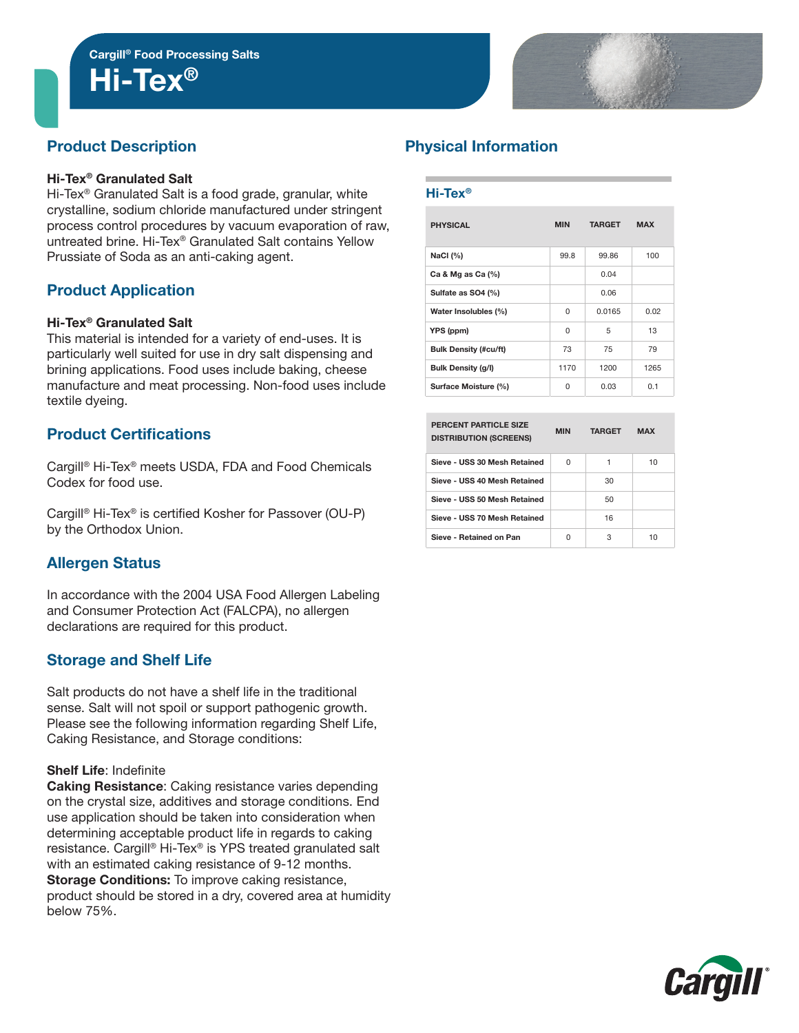Cargill® Food Processing Salts

# Hi-Tex®

## Product Description

**Hi-Tex® Granulated Salt**
Hi-Tex® Granulated Salt is a food grade, granular, white crystalline, sodium chloride manufactured under stringent process control procedures by vacuum evaporation of raw, untreated brine. Hi-Tex® Granulated Salt contains Yellow Prussiate of Soda as an anti-caking agent.

## Product Application

**Hi-Tex® Granulated Salt**
This material is intended for a variety of end-uses. It is particularly well suited for use in dry salt dispensing and brining applications. Food uses include baking, cheese manufacture and meat processing. Non-food uses include textile dyeing.

## Product Certifications

Cargill® Hi-Tex® meets USDA, FDA and Food Chemicals Codex for food use.

Cargill® Hi-Tex® is certified Kosher for Passover (OU-P) by the Orthodox Union.

## Allergen Status

In accordance with the 2004 USA Food Allergen Labeling and Consumer Protection Act (FALCPA), no allergen declarations are required for this product.

## Storage and Shelf Life

Salt products do not have a shelf life in the traditional sense. Salt will not spoil or support pathogenic growth. Please see the following information regarding Shelf Life, Caking Resistance, and Storage conditions:

**Shelf Life**: Indefinite
**Caking Resistance**: Caking resistance varies depending on the crystal size, additives and storage conditions. End use application should be taken into consideration when determining acceptable product life in regards to caking resistance. Cargill® Hi-Tex® is YPS treated granulated salt with an estimated caking resistance of 9-12 months.
**Storage Conditions:** To improve caking resistance, product should be stored in a dry, covered area at humidity below 75%.

## Physical Information

### Hi-Tex®

| PHYSICAL | MIN | TARGET | MAX |
|---|---|---|---|
| NaCl (%) | 99.8 | 99.86 | 100 |
| Ca & Mg as Ca (%) | | 0.04 | |
| Sulfate as SO4 (%) | | 0.06 | |
| Water Insolubles (%) | 0 | 0.0165 | 0.02 |
| YPS (ppm) | 0 | 5 | 13 |
| Bulk Density (#cu/ft) | 73 | 75 | 79 |
| Bulk Density (g/l) | 1170 | 1200 | 1265 |
| Surface Moisture (%) | 0 | 0.03 | 0.1 |

| PERCENT PARTICLE SIZE DISTRIBUTION (SCREENS) | MIN | TARGET | MAX |
|---|---|---|---|
| Sieve - USS 30 Mesh Retained | 0 | 1 | 10 |
| Sieve - USS 40 Mesh Retained | | 30 | |
| Sieve - USS 50 Mesh Retained | | 50 | |
| Sieve - USS 70 Mesh Retained | | 16 | |
| Sieve - Retained on Pan | 0 | 3 | 10 |

Cargill®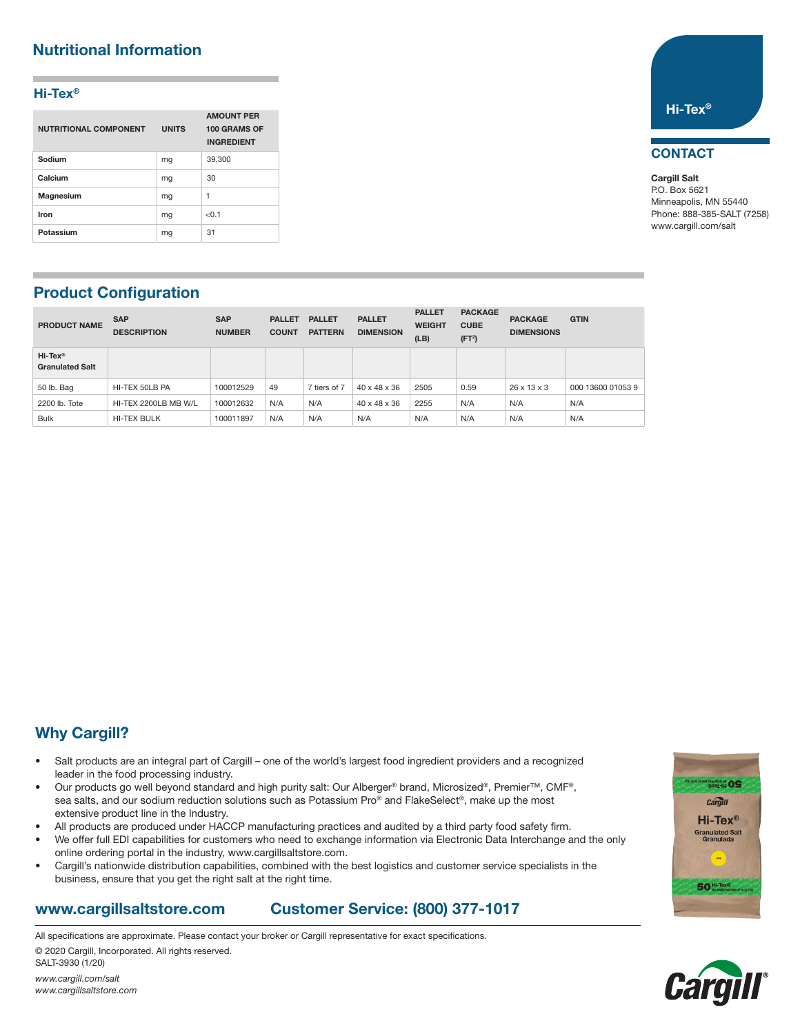## Nutritional Information

### Hi-Tex®

| NUTRITIONAL COMPONENT | UNITS | AMOUNT PER 100 GRAMS OF INGREDIENT |
|---|---|---|
| **Sodium** | mg | 39,300 |
| **Calcium** | mg | 30 |
| **Magnesium** | mg | 1 |
| **Iron** | mg | <0.1 |
| **Potassium** | mg | 31 |

## Product Configuration

| PRODUCT NAME | SAP DESCRIPTION | SAP NUMBER | PALLET COUNT | PALLET PATTERN | PALLET DIMENSION | PALLET WEIGHT (LB) | PACKAGE CUBE ($FT^3$) | PACKAGE DIMENSIONS | GTIN |
|---|---|---|---|---|---|---|---|---|---|
| **Hi-Tex® Granulated Salt** | | | | | | | | | |
| 50 lb. Bag | HI-TEX 50LB PA | 100012529 | 49 | 7 tiers of 7 | 40 x 48 x 36 | 2505 | 0.59 | 26 x 13 x 3 | 000 13600 01053 9 |
| 2200 lb. Tote | HI-TEX 2200LB MB W/L | 100012632 | N/A | N/A | 40 x 48 x 36 | 2255 | N/A | N/A | N/A |
| Bulk | HI-TEX BULK | 100011897 | N/A | N/A | N/A | N/A | N/A | N/A | N/A |

**Hi-Tex®**

## CONTACT

**Cargill Salt**
P.O. Box 5621
Minneapolis, MN 55440
Phone: 888-385-SALT (7258)
www.cargill.com/salt

## Why Cargill?

- Salt products are an integral part of Cargill – one of the world's largest food ingredient providers and a recognized leader in the food processing industry.
- Our products go well beyond standard and high purity salt: Our Alberger® brand, Microsized®, Premier™, CMF®, sea salts, and our sodium reduction solutions such as Potassium Pro® and FlakeSelect®, make up the most extensive product line in the Industry.
- All products are produced under HACCP manufacturing practices and audited by a third party food safety firm.
- We offer full EDI capabilities for customers who need to exchange information via Electronic Data Interchange and the only online ordering portal in the industry, www.cargillsaltstore.com.
- Cargill's nationwide distribution capabilities, combined with the best logistics and customer service specialists in the business, ensure that you get the right salt at the right time.

**www.cargillsaltstore.com** **Customer Service: (800) 377-1017**

All specifications are approximate. Please contact your broker or Cargill representative for exact specifications.

© 2020 Cargill, Incorporated. All rights reserved.
SALT-3930 (1/20)

*www.cargill.com/salt*
*www.cargillsaltstore.com*